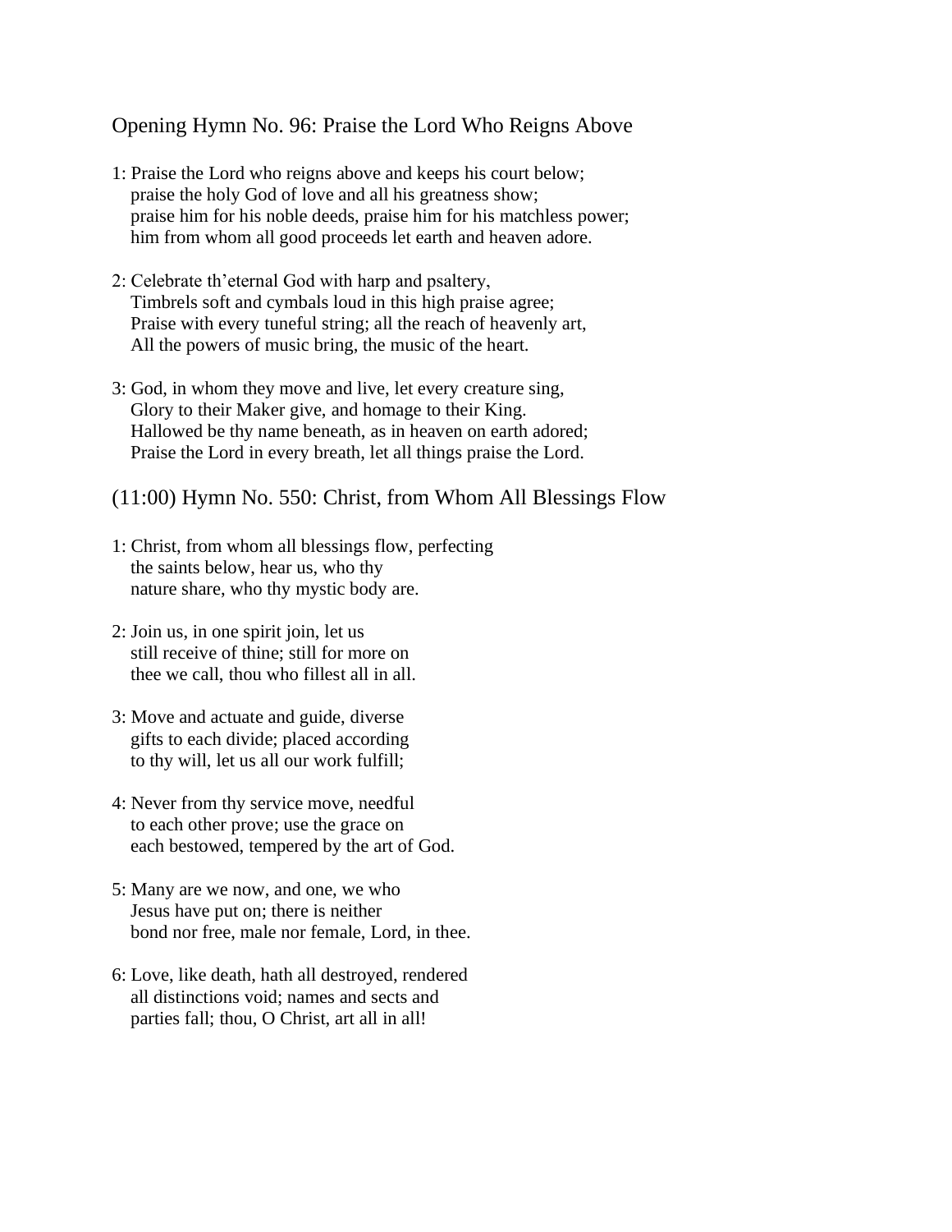## Opening Hymn No. 96: Praise the Lord Who Reigns Above

1: Praise the Lord who reigns above and keeps his court below;
praise the holy God of love and all his greatness show;
praise him for his noble deeds, praise him for his matchless power;
him from whom all good proceeds let earth and heaven adore.

2: Celebrate th'eternal God with harp and psaltery,
Timbrels soft and cymbals loud in this high praise agree;
Praise with every tuneful string; all the reach of heavenly art,
All the powers of music bring, the music of the heart.

3: God, in whom they move and live, let every creature sing,
Glory to their Maker give, and homage to their King.
Hallowed be thy name beneath, as in heaven on earth adored;
Praise the Lord in every breath, let all things praise the Lord.

## (11:00) Hymn No. 550: Christ, from Whom All Blessings Flow

1: Christ, from whom all blessings flow, perfecting
the saints below, hear us, who thy
nature share, who thy mystic body are.

2: Join us, in one spirit join, let us
still receive of thine; still for more on
thee we call, thou who fillest all in all.

3: Move and actuate and guide, diverse
gifts to each divide; placed according
to thy will, let us all our work fulfill;

4: Never from thy service move, needful
to each other prove; use the grace on
each bestowed, tempered by the art of God.

5: Many are we now, and one, we who
Jesus have put on; there is neither
bond nor free, male nor female, Lord, in thee.

6: Love, like death, hath all destroyed, rendered
all distinctions void; names and sects and
parties fall; thou, O Christ, art all in all!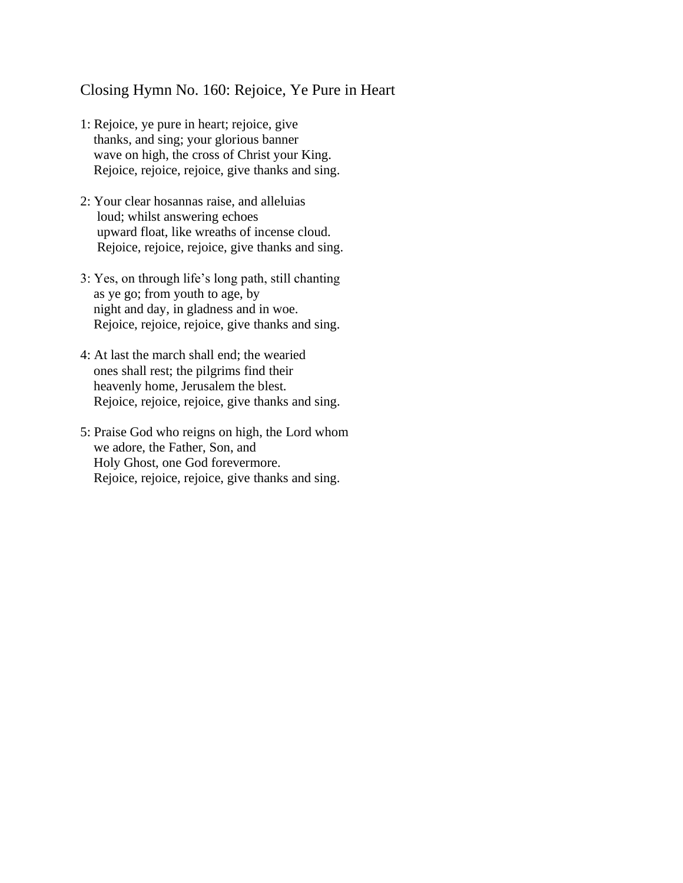## Closing Hymn No. 160: Rejoice, Ye Pure in Heart

1: Rejoice, ye pure in heart; rejoice, give
thanks, and sing; your glorious banner
wave on high, the cross of Christ your King.
Rejoice, rejoice, rejoice, give thanks and sing.

2: Your clear hosannas raise, and alleluias
loud; whilst answering echoes
upward float, like wreaths of incense cloud.
Rejoice, rejoice, rejoice, give thanks and sing.

3: Yes, on through life's long path, still chanting
as ye go; from youth to age, by
night and day, in gladness and in woe.
Rejoice, rejoice, rejoice, give thanks and sing.

4: At last the march shall end; the wearied
ones shall rest; the pilgrims find their
heavenly home, Jerusalem the blest.
Rejoice, rejoice, rejoice, give thanks and sing.

5: Praise God who reigns on high, the Lord whom
we adore, the Father, Son, and
Holy Ghost, one God forevermore.
Rejoice, rejoice, rejoice, give thanks and sing.